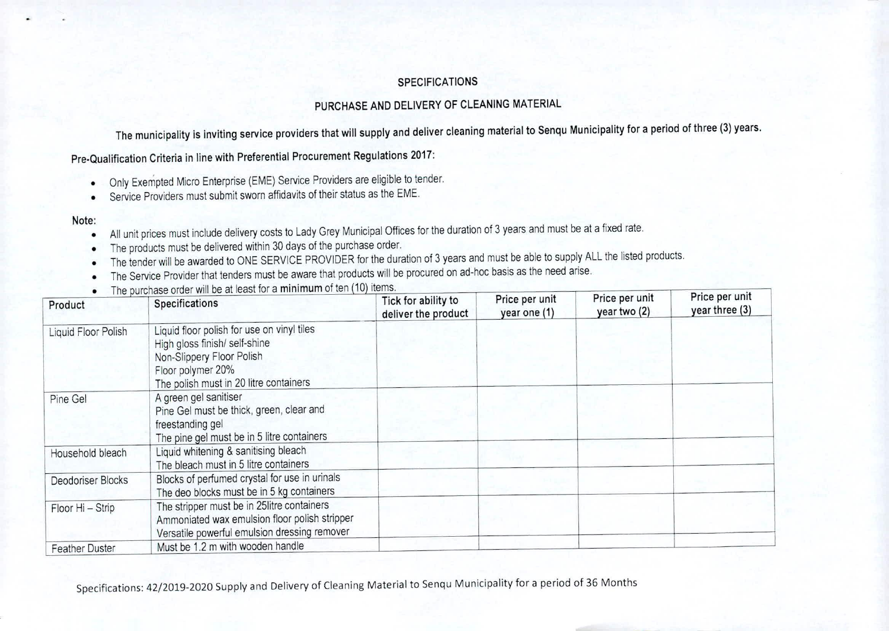# SPECIFICATIONS

## PURCHASE AND DELIVERY OF CLEANING MATERIAL

**The municipality is inviting service providers that will supply and deliver cleaning material to Senqu Municipality for a period of three (3) years.**

**Pre-Qualification Criteria in line with Preferential Procurement Regulations 2017:**

- Only Exempted Micro Enterprise (EME) Service Providers are eligible to tender.
- Service Providers must submit sworn affidavits of their status as the EME.

**Note:**

- All unit prices must include delivery costs to Lady Grey Municipal Offices for the duration of 3 years and must be at a fixed rate.
- The products must be delivered within 30 days of the purchase order.
- The tender will be awarded to ONE SERVICE PROVIDER for the duration of 3 years and must be able to supply ALL the listed products.
- The Service Provider that tenders must be aware that products will be procured on ad-hoc basis as the need arise.
- The purchase order will be at least for a **minimum** of ten (10) items.

| Product | Specifications | Tick for ability to deliver the product | Price per unit year one (1) | Price per unit year two (2) | Price per unit year three (3) |
|---|---|---|---|---|---|
| Liquid Floor Polish | Liquid floor polish for use on vinyl tiles<br>High gloss finish/ self-shine<br>Non-Slippery Floor Polish<br>Floor polymer 20%<br>The polish must in 20 litre containers | | | | |
| Pine Gel | A green gel sanitiser<br>Pine Gel must be thick, green, clear and freestanding gel<br>The pine gel must be in 5 litre containers | | | | |
| Household bleach | Liquid whitening & sanitising bleach<br>The bleach must in 5 litre containers | | | | |
| Deodoriser Blocks | Blocks of perfumed crystal for use in urinals<br>The deo blocks must be in 5 kg containers | | | | |
| Floor Hi – Strip | The stripper must be in 25litre containers<br>Ammoniated wax emulsion floor polish stripper<br>Versatile powerful emulsion dressing remover | | | | |
| Feather Duster | Must be 1.2 m with wooden handle | | | | |

Specifications: 42/2019-2020 Supply and Delivery of Cleaning Material to Senqu Municipality for a period of 36 Months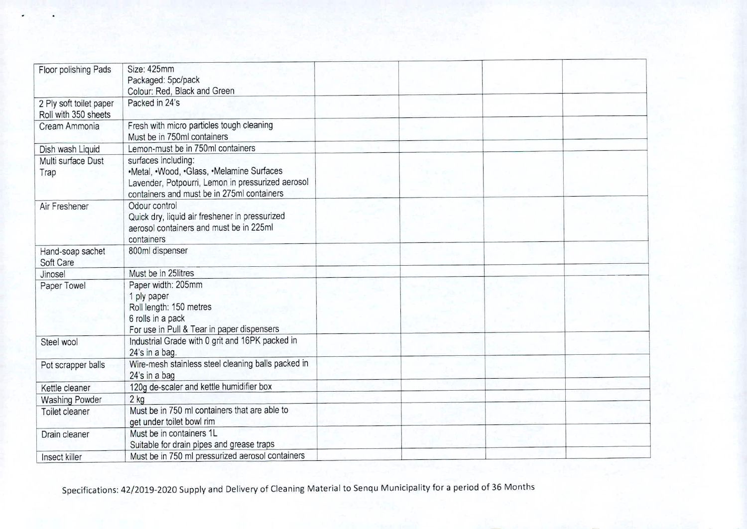| Floor polishing Pads | Size: 425mm<br>Packaged: 5pc/pack<br>Colour: Red, Black and Green | | | | |
|---|---|---|---|---|---|
| 2 Ply soft toilet paper Roll with 350 sheets | Packed in 24's | | | | |
| Cream Ammonia | Fresh with micro particles tough cleaning<br>Must be in 750ml containers | | | | |
| Dish wash Liquid | Lemon-must be in 750ml containers | | | | |
| Multi surface Dust Trap | surfaces including:<br>•Metal, •Wood, •Glass, •Melamine Surfaces<br>Lavender, Potpourri, Lemon in pressurized aerosol containers and must be in 275ml containers | | | | |
| Air Freshener | Odour control<br>Quick dry, liquid air freshener in pressurized aerosol containers and must be in 225ml containers | | | | |
| Hand-soap sachet Soft Care | 800ml dispenser | | | | |
| Jinosel | Must be in 25litres | | | | |
| Paper Towel | Paper width: 205mm<br>1 ply paper<br>Roll length: 150 metres<br>6 rolls in a pack<br>For use in Pull & Tear in paper dispensers | | | | |
| Steel wool | Industrial Grade with 0 grit and 16PK packed in 24's in a bag. | | | | |
| Pot scrapper balls | Wire-mesh stainless steel cleaning balls packed in 24's in a bag | | | | |
| Kettle cleaner | 120g de-scaler and kettle humidifier box | | | | |
| Washing Powder | 2 kg | | | | |
| Toilet cleaner | Must be in 750 ml containers that are able to get under toilet bowl rim | | | | |
| Drain cleaner | Must be in containers 1L<br>Suitable for drain pipes and grease traps | | | | |
| Insect killer | Must be in 750 ml pressurized aerosol containers | | | | |

Specifications: 42/2019-2020 Supply and Delivery of Cleaning Material to Senqu Municipality for a period of 36 Months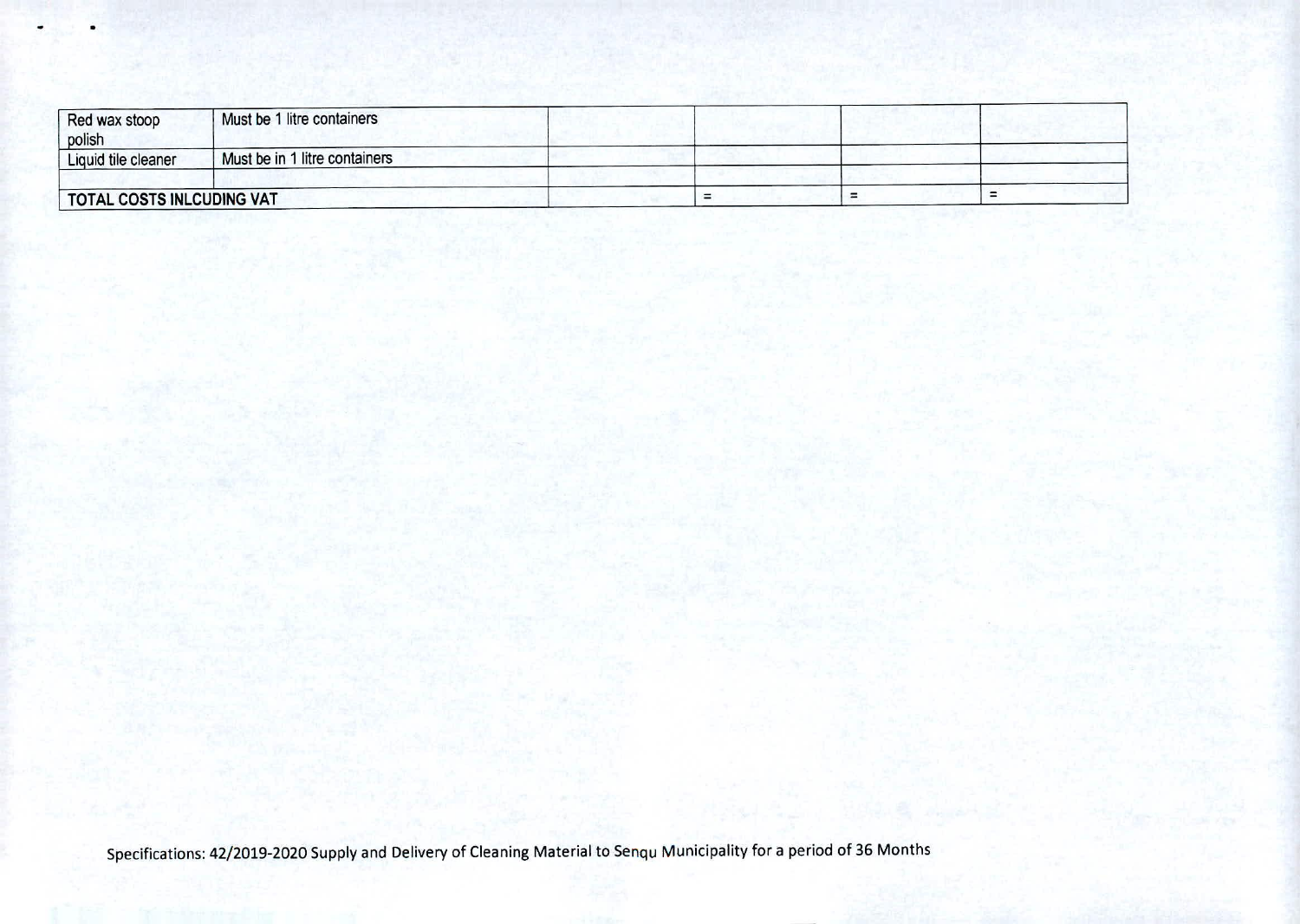| | | | | | |
|---|---|---|---|---|---|
| Red wax stoop polish | Must be 1 litre containers | | | | |
| Liquid tile cleaner | Must be in 1 litre containers | | | | |
| | | | | | |
| TOTAL COSTS INLCUDING VAT | | | = | = | = |

Specifications: 42/2019-2020 Supply and Delivery of Cleaning Material to Senqu Municipality for a period of 36 Months